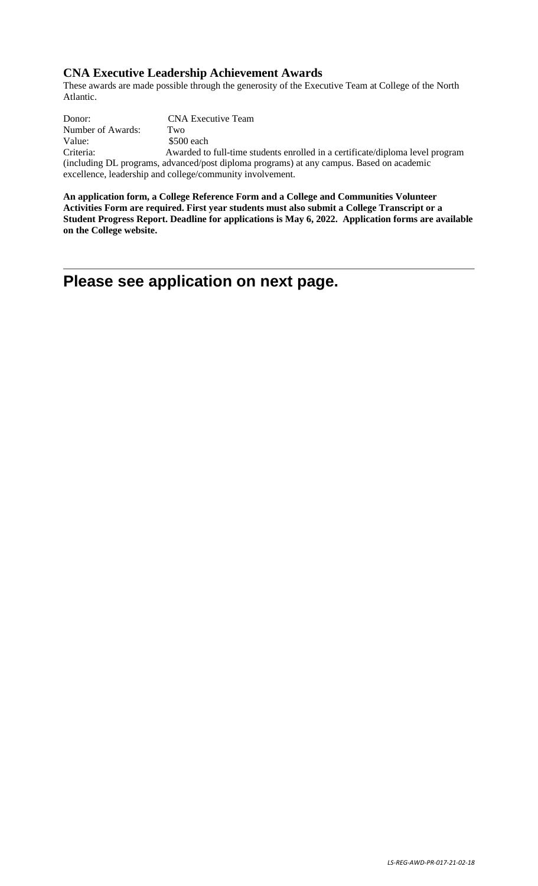### CNA Executive Leadership Achievement Awards

These awards are made possible through the generosity of the Executive Team at College of the North Atlantic.

Donor: CNA Executive Team
Number of Awards: Two
Value: $500 each
Criteria: Awarded to full-time students enrolled in a certificate/diploma level program (including DL programs, advanced/post diploma programs) at any campus. Based on academic excellence, leadership and college/community involvement.

**An application form, a College Reference Form and a College and Communities Volunteer Activities Form are required. First year students must also submit a College Transcript or a Student Progress Report. Deadline for applications is May 6, 2022. Application forms are available on the College website.**

---

## Please see application on next page.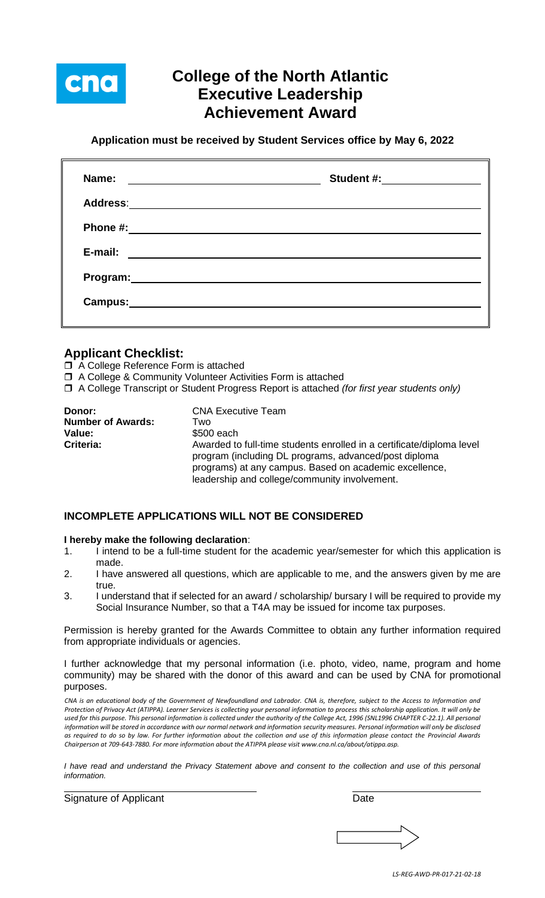# College of the North Atlantic Executive Leadership Achievement Award

**Application must be received by Student Services office by May 6, 2022**

**Name:** ______________________________ **Student #:** ________________

**Address:** ______________________________________________________

**Phone #:** ______________________________________________________

**E-mail:** ______________________________________________________

**Program:** ______________________________________________________

**Campus:** ______________________________________________________

## Applicant Checklist:

- ☐ A College Reference Form is attached
- ☐ A College & Community Volunteer Activities Form is attached
- ☐ A College Transcript or Student Progress Report is attached *(for first year students only)*

**Donor:** CNA Executive Team

**Number of Awards:** Two

**Value:** $500 each

**Criteria:** Awarded to full-time students enrolled in a certificate/diploma level program (including DL programs, advanced/post diploma programs) at any campus. Based on academic excellence, leadership and college/community involvement.

### INCOMPLETE APPLICATIONS WILL NOT BE CONSIDERED

**I hereby make the following declaration**:

1. I intend to be a full-time student for the academic year/semester for which this application is made.
2. I have answered all questions, which are applicable to me, and the answers given by me are true.
3. I understand that if selected for an award / scholarship/ bursary I will be required to provide my Social Insurance Number, so that a T4A may be issued for income tax purposes.

Permission is hereby granted for the Awards Committee to obtain any further information required from appropriate individuals or agencies.

I further acknowledge that my personal information (i.e. photo, video, name, program and home community) may be shared with the donor of this award and can be used by CNA for promotional purposes.

*CNA is an educational body of the Government of Newfoundland and Labrador. CNA is, therefore, subject to the Access to Information and Protection of Privacy Act (ATIPPA). Learner Services is collecting your personal information to process this scholarship application. It will only be used for this purpose. This personal information is collected under the authority of the College Act, 1996 (SNL1996 CHAPTER C-22.1). All personal information will be stored in accordance with our normal network and information security measures. Personal information will only be disclosed as required to do so by law. For further information about the collection and use of this information please contact the Provincial Awards Chairperson at 709-643-7880. For more information about the ATIPPA please visit www.cna.nl.ca/about/atippa.asp.*

*I have read and understand the Privacy Statement above and consent to the collection and use of this personal information.*

______________________________ ____________________

Signature of Applicant Date

LS-REG-AWD-PR-017-21-02-18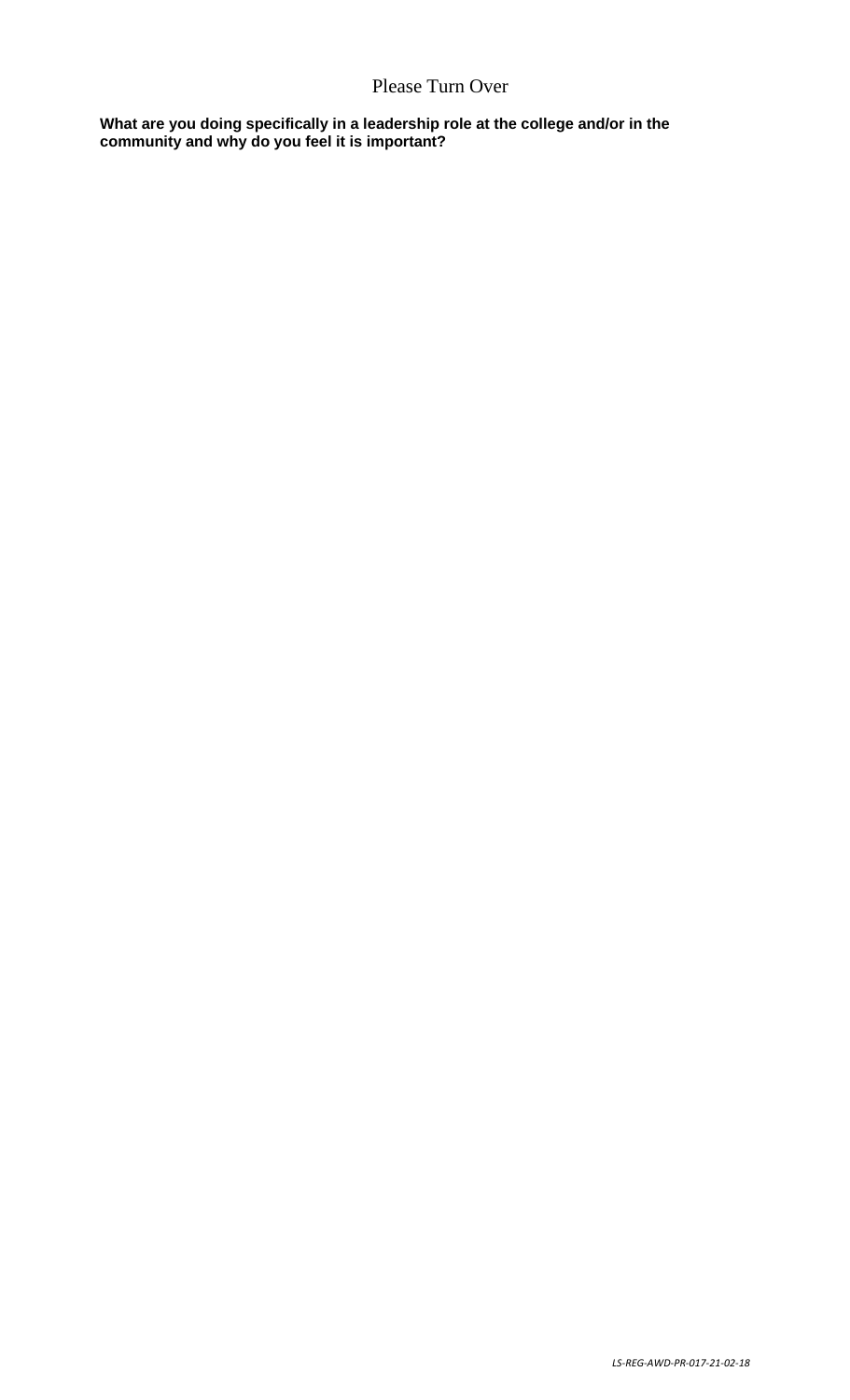Please Turn Over

**What are you doing specifically in a leadership role at the college and/or in the community and why do you feel it is important?**

*LS-REG-AWD-PR-017-21-02-18*